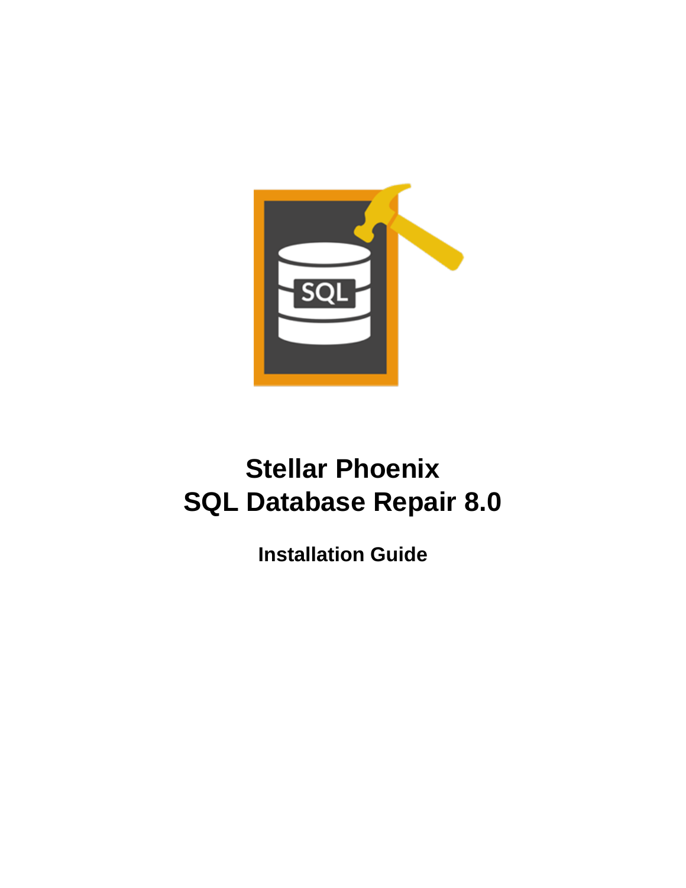# Stellar Phoenix
# SQL Database Repair 8.0

## Installation Guide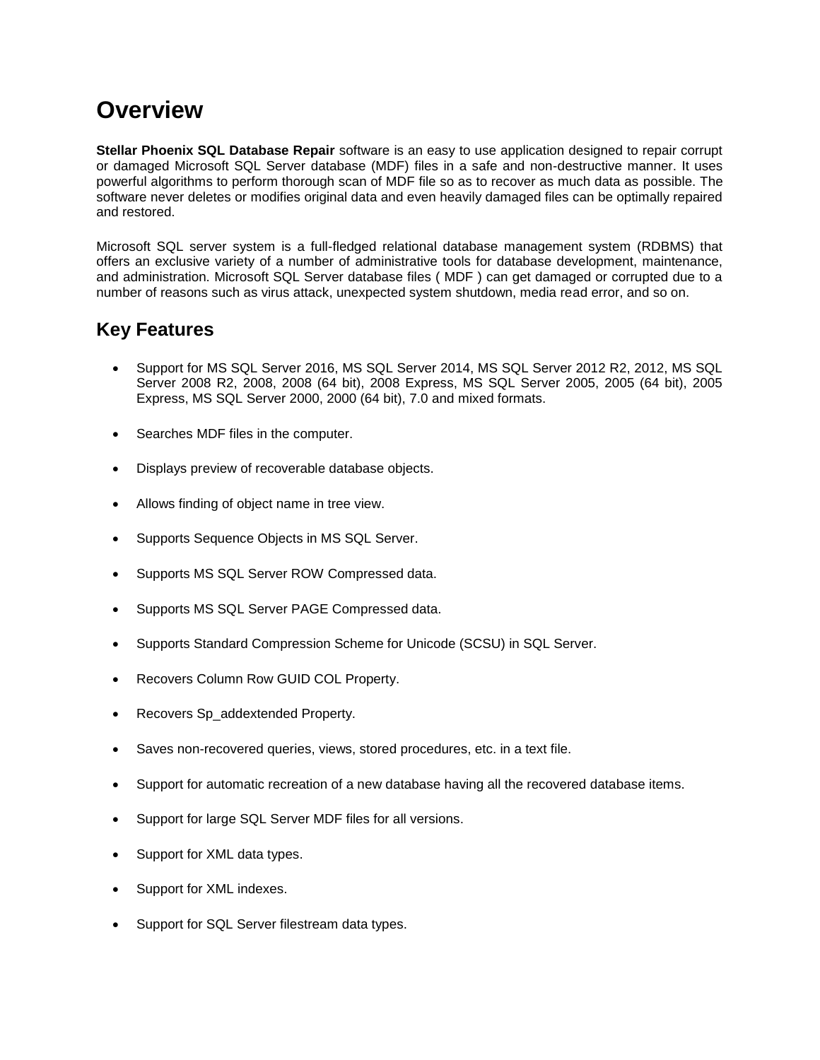# Overview

**Stellar Phoenix SQL Database Repair** software is an easy to use application designed to repair corrupt or damaged Microsoft SQL Server database (MDF) files in a safe and non-destructive manner. It uses powerful algorithms to perform thorough scan of MDF file so as to recover as much data as possible. The software never deletes or modifies original data and even heavily damaged files can be optimally repaired and restored.

Microsoft SQL server system is a full-fledged relational database management system (RDBMS) that offers an exclusive variety of a number of administrative tools for database development, maintenance, and administration. Microsoft SQL Server database files ( MDF ) can get damaged or corrupted due to a number of reasons such as virus attack, unexpected system shutdown, media read error, and so on.

## Key Features

- Support for MS SQL Server 2016, MS SQL Server 2014, MS SQL Server 2012 R2, 2012, MS SQL Server 2008 R2, 2008, 2008 (64 bit), 2008 Express, MS SQL Server 2005, 2005 (64 bit), 2005 Express, MS SQL Server 2000, 2000 (64 bit), 7.0 and mixed formats.
- Searches MDF files in the computer.
- Displays preview of recoverable database objects.
- Allows finding of object name in tree view.
- Supports Sequence Objects in MS SQL Server.
- Supports MS SQL Server ROW Compressed data.
- Supports MS SQL Server PAGE Compressed data.
- Supports Standard Compression Scheme for Unicode (SCSU) in SQL Server.
- Recovers Column Row GUID COL Property.
- Recovers Sp_addextended Property.
- Saves non-recovered queries, views, stored procedures, etc. in a text file.
- Support for automatic recreation of a new database having all the recovered database items.
- Support for large SQL Server MDF files for all versions.
- Support for XML data types.
- Support for XML indexes.
- Support for SQL Server filestream data types.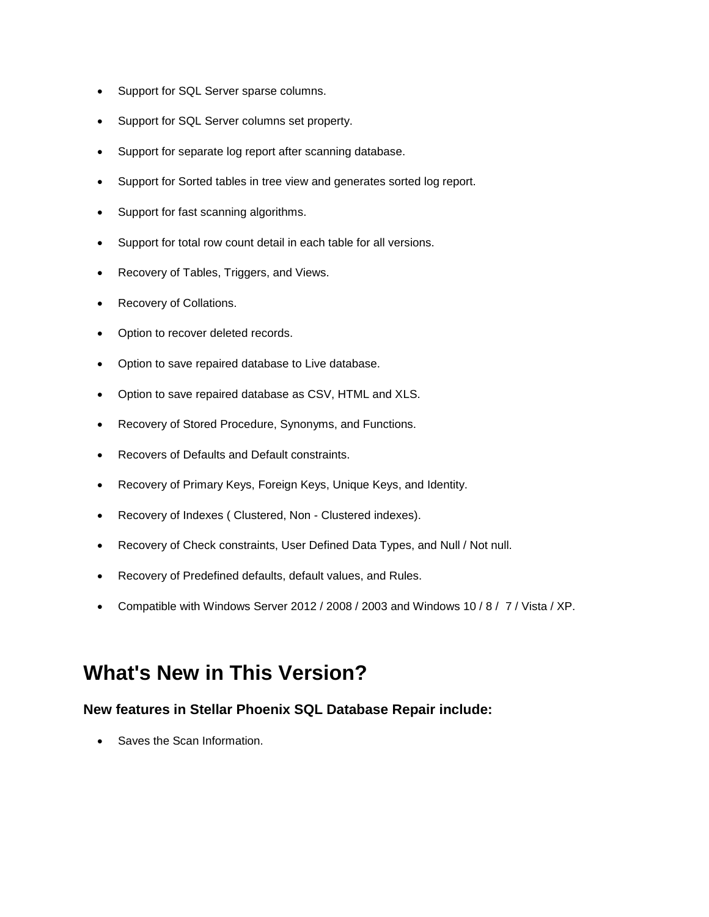- Support for SQL Server sparse columns.
- Support for SQL Server columns set property.
- Support for separate log report after scanning database.
- Support for Sorted tables in tree view and generates sorted log report.
- Support for fast scanning algorithms.
- Support for total row count detail in each table for all versions.
- Recovery of Tables, Triggers, and Views.
- Recovery of Collations.
- Option to recover deleted records.
- Option to save repaired database to Live database.
- Option to save repaired database as CSV, HTML and XLS.
- Recovery of Stored Procedure, Synonyms, and Functions.
- Recovers of Defaults and Default constraints.
- Recovery of Primary Keys, Foreign Keys, Unique Keys, and Identity.
- Recovery of Indexes ( Clustered, Non - Clustered indexes).
- Recovery of Check constraints, User Defined Data Types, and Null / Not null.
- Recovery of Predefined defaults, default values, and Rules.
- Compatible with Windows Server 2012 / 2008 / 2003 and Windows 10 / 8 / 7 / Vista / XP.

# What's New in This Version?

### New features in Stellar Phoenix SQL Database Repair include:

- Saves the Scan Information.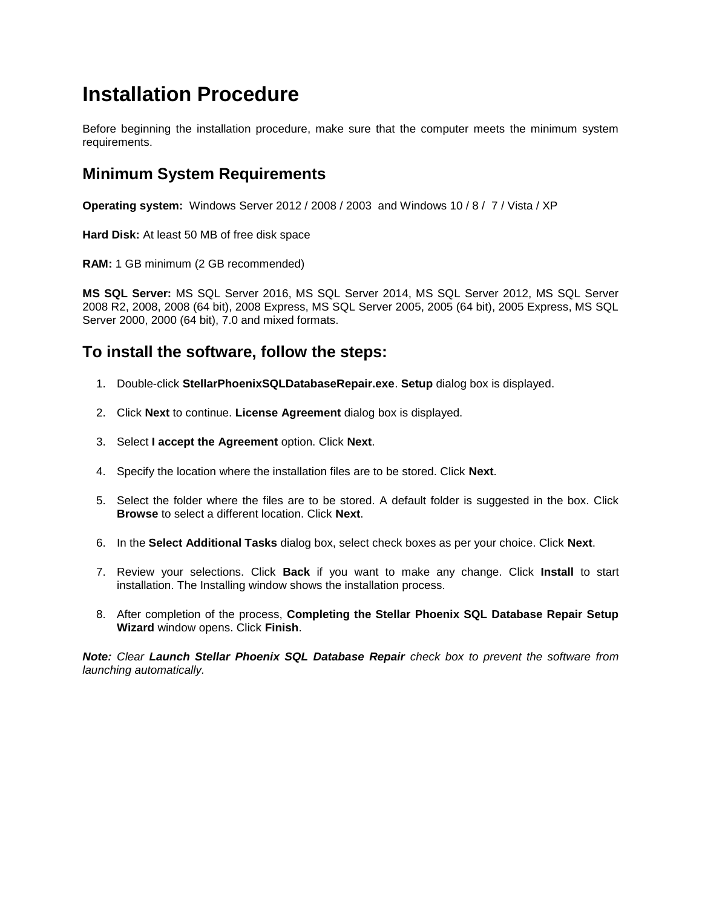# Installation Procedure

Before beginning the installation procedure, make sure that the computer meets the minimum system requirements.

## Minimum System Requirements

**Operating system:** Windows Server 2012 / 2008 / 2003 and Windows 10 / 8 / 7 / Vista / XP

**Hard Disk:** At least 50 MB of free disk space

**RAM:** 1 GB minimum (2 GB recommended)

**MS SQL Server:** MS SQL Server 2016, MS SQL Server 2014, MS SQL Server 2012, MS SQL Server 2008 R2, 2008, 2008 (64 bit), 2008 Express, MS SQL Server 2005, 2005 (64 bit), 2005 Express, MS SQL Server 2000, 2000 (64 bit), 7.0 and mixed formats.

## To install the software, follow the steps:

1. Double-click **StellarPhoenixSQLDatabaseRepair.exe**. **Setup** dialog box is displayed.
2. Click **Next** to continue. **License Agreement** dialog box is displayed.
3. Select **I accept the Agreement** option. Click **Next**.
4. Specify the location where the installation files are to be stored. Click **Next**.
5. Select the folder where the files are to be stored. A default folder is suggested in the box. Click **Browse** to select a different location. Click **Next**.
6. In the **Select Additional Tasks** dialog box, select check boxes as per your choice. Click **Next**.
7. Review your selections. Click **Back** if you want to make any change. Click **Install** to start installation. The Installing window shows the installation process.
8. After completion of the process, **Completing the Stellar Phoenix SQL Database Repair Setup Wizard** window opens. Click **Finish**.

***Note:*** *Clear **Launch Stellar Phoenix SQL Database Repair** check box to prevent the software from launching automatically.*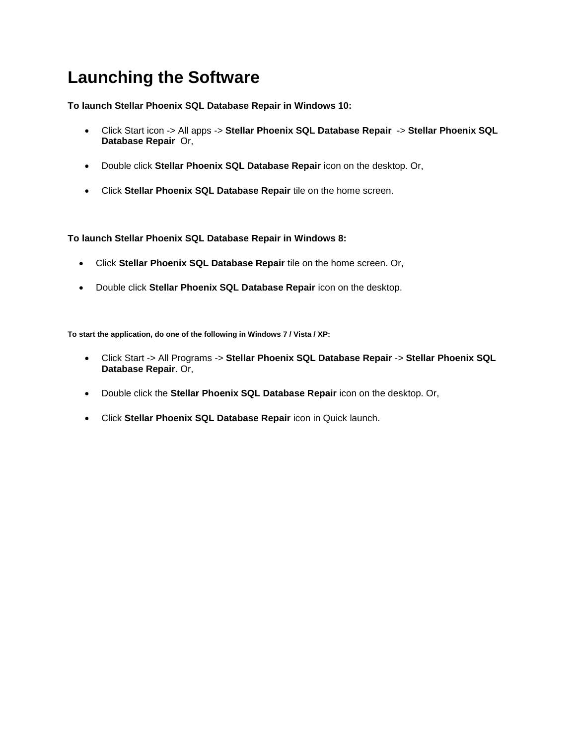# Launching the Software

**To launch Stellar Phoenix SQL Database Repair in Windows 10:**

- Click Start icon -> All apps -> **Stellar Phoenix SQL Database Repair** -> **Stellar Phoenix SQL Database Repair** Or,
- Double click **Stellar Phoenix SQL Database Repair** icon on the desktop. Or,
- Click **Stellar Phoenix SQL Database Repair** tile on the home screen.

**To launch Stellar Phoenix SQL Database Repair in Windows 8:**

- Click **Stellar Phoenix SQL Database Repair** tile on the home screen. Or,
- Double click **Stellar Phoenix SQL Database Repair** icon on the desktop.

**To start the application, do one of the following in Windows 7 / Vista / XP:**

- Click Start -> All Programs -> **Stellar Phoenix SQL Database Repair** -> **Stellar Phoenix SQL Database Repair**. Or,
- Double click the **Stellar Phoenix SQL Database Repair** icon on the desktop. Or,
- Click **Stellar Phoenix SQL Database Repair** icon in Quick launch.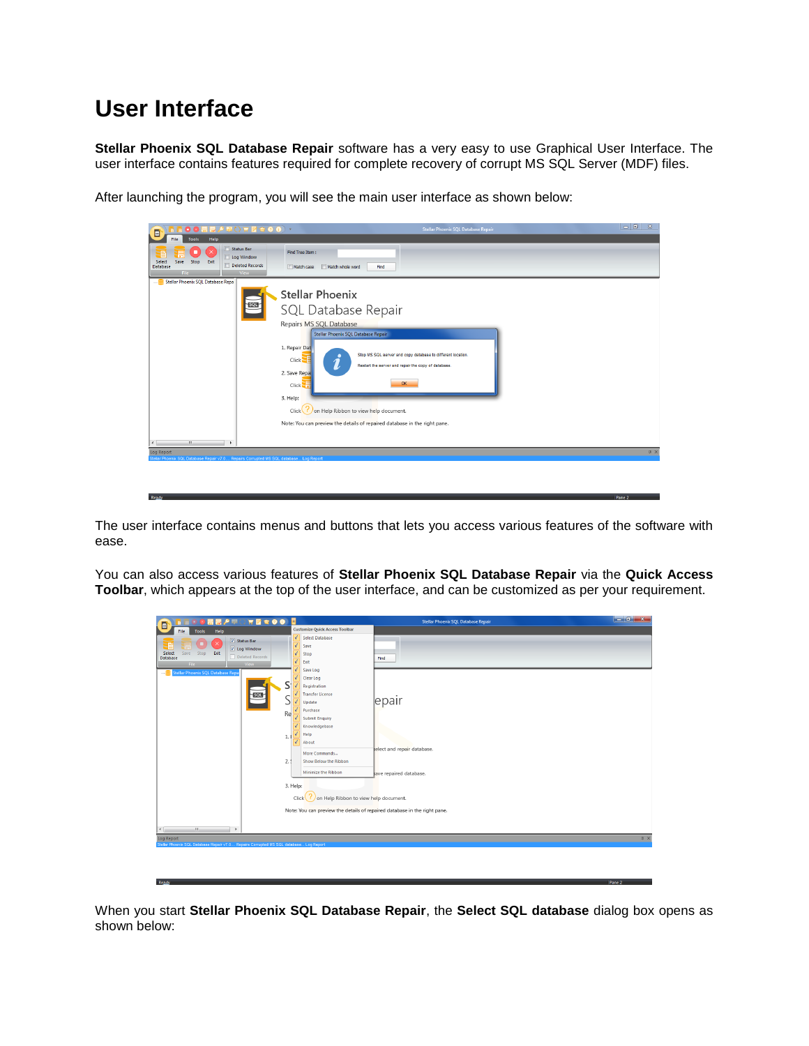# User Interface

**Stellar Phoenix SQL Database Repair** software has a very easy to use Graphical User Interface. The user interface contains features required for complete recovery of corrupt MS SQL Server (MDF) files.

After launching the program, you will see the main user interface as shown below:

The user interface contains menus and buttons that lets you access various features of the software with ease.

You can also access various features of **Stellar Phoenix SQL Database Repair** via the **Quick Access Toolbar**, which appears at the top of the user interface, and can be customized as per your requirement.

When you start **Stellar Phoenix SQL Database Repair**, the **Select SQL database** dialog box opens as shown below: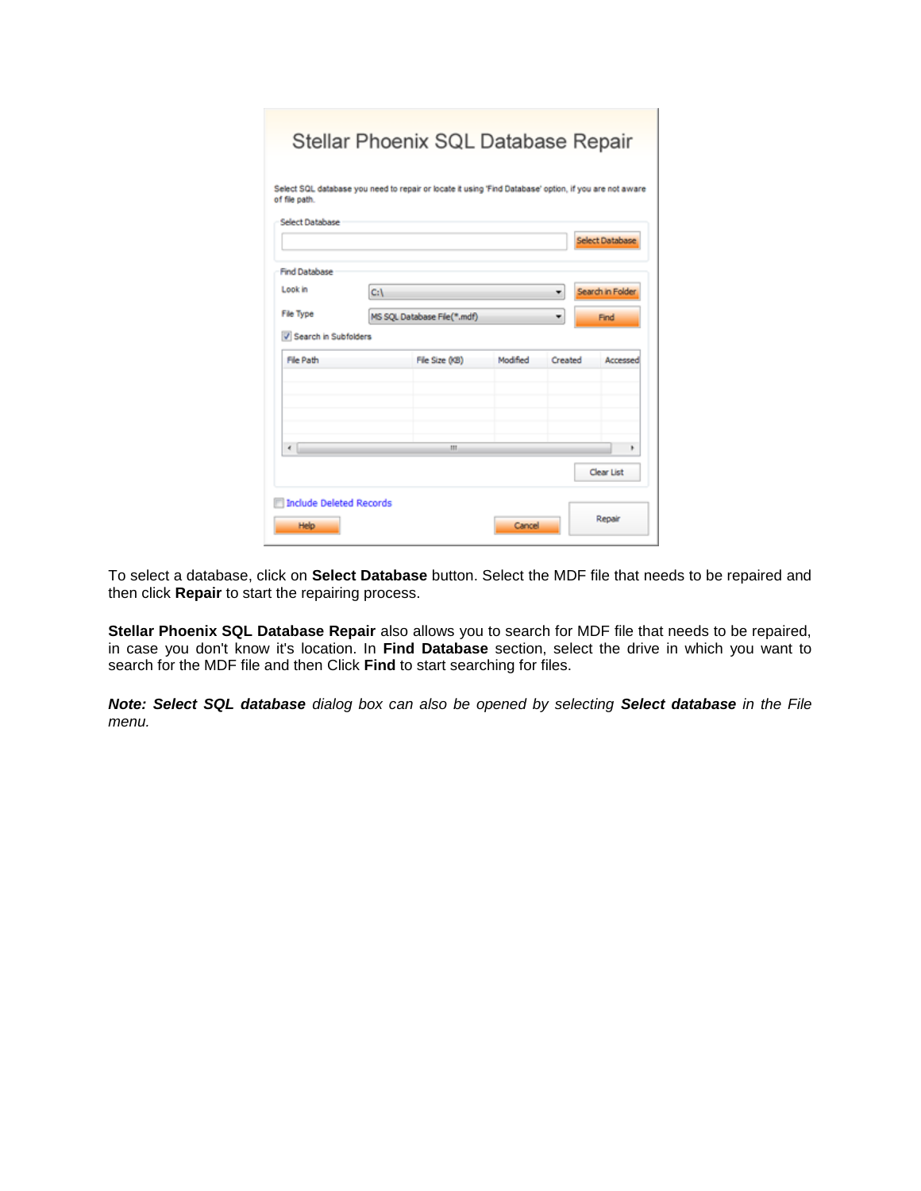To select a database, click on **Select Database** button. Select the MDF file that needs to be repaired and then click **Repair** to start the repairing process.

**Stellar Phoenix SQL Database Repair** also allows you to search for MDF file that needs to be repaired, in case you don't know it's location. In **Find Database** section, select the drive in which you want to search for the MDF file and then Click **Find** to start searching for files.

***Note: Select SQL database*** *dialog box can also be opened by selecting* ***Select database*** *in the File menu.*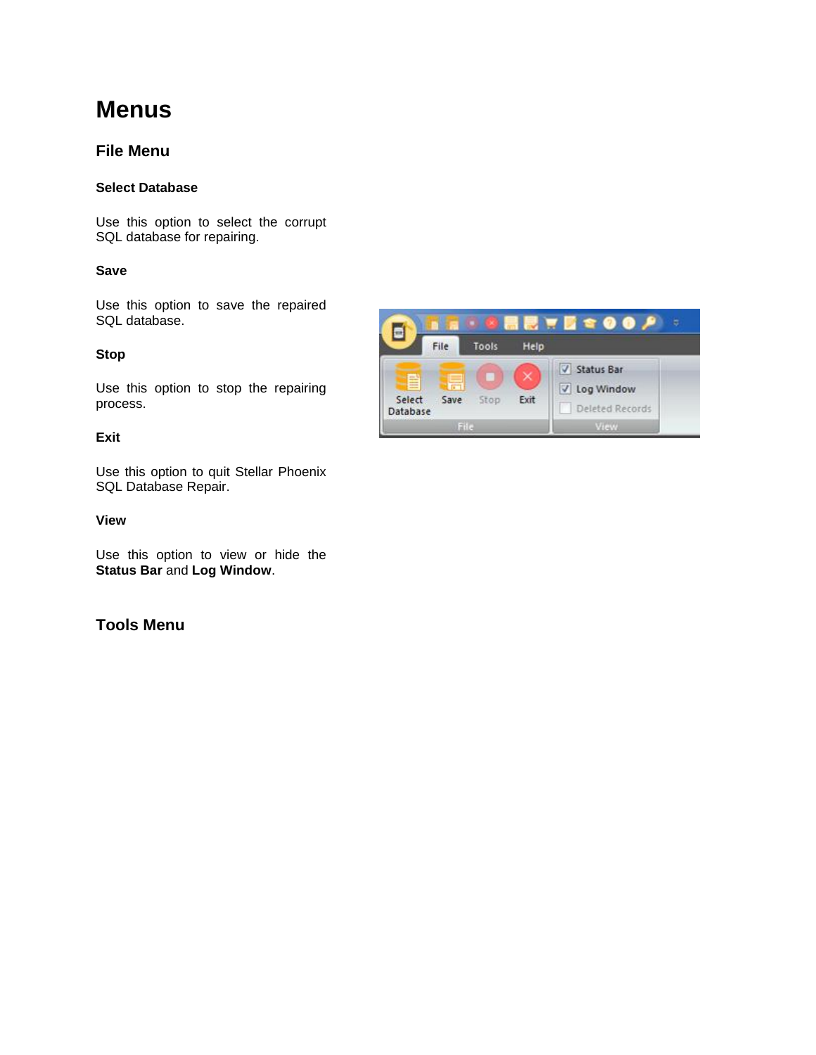# Menus

## File Menu

### Select Database

Use this option to select the corrupt SQL database for repairing.

### Save

Use this option to save the repaired SQL database.

### Stop

Use this option to stop the repairing process.

### Exit

Use this option to quit Stellar Phoenix SQL Database Repair.

### View

Use this option to view or hide the **Status Bar** and **Log Window**.

## Tools Menu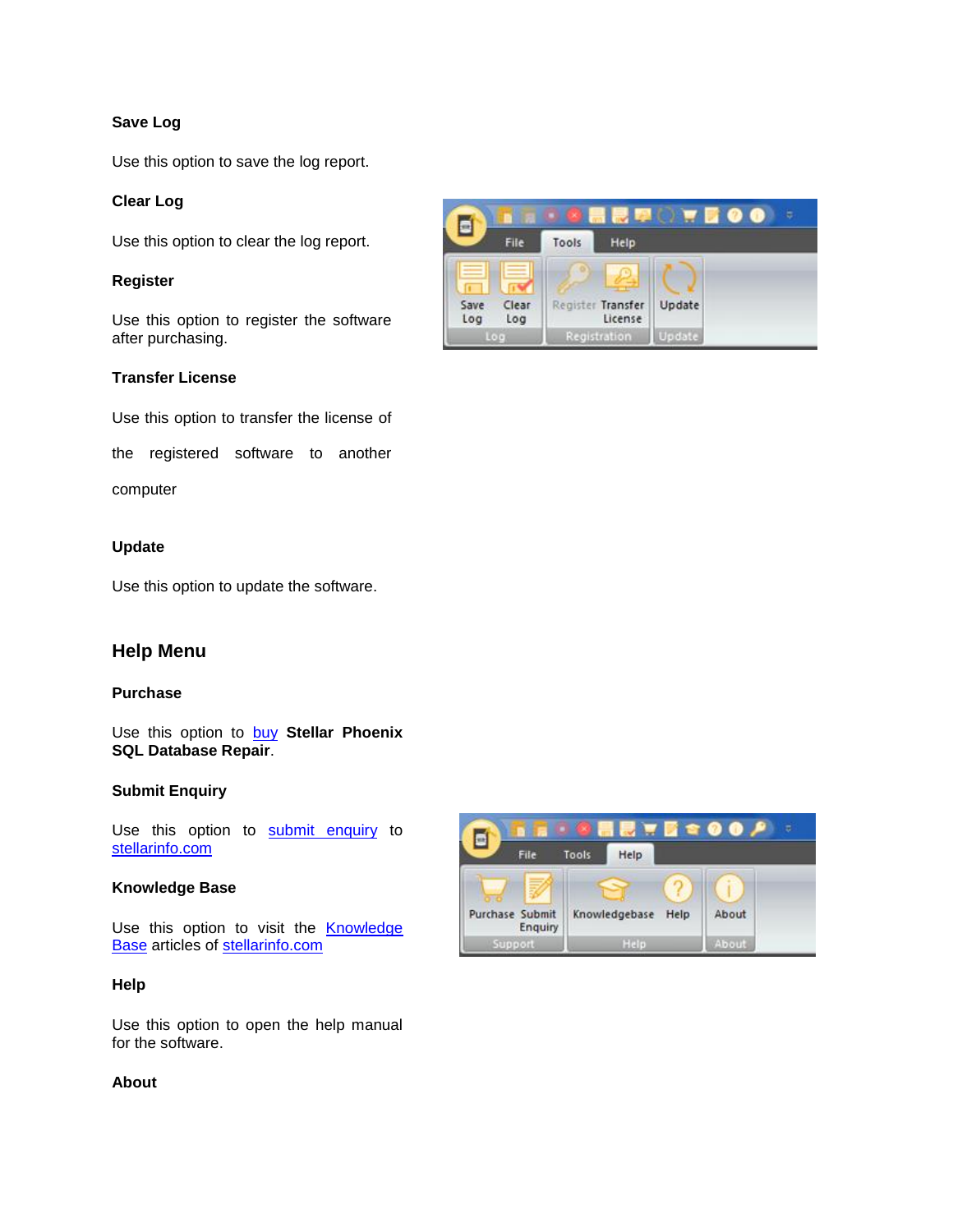### Save Log

Use this option to save the log report.

### Clear Log

Use this option to clear the log report.

### Register

Use this option to register the software after purchasing.

### Transfer License

Use this option to transfer the license of the registered software to another computer

### Update

Use this option to update the software.

## Help Menu

### Purchase

Use this option to buy **Stellar Phoenix SQL Database Repair**.

### Submit Enquiry

Use this option to submit enquiry to stellarinfo.com

### Knowledge Base

Use this option to visit the Knowledge Base articles of stellarinfo.com

### Help

Use this option to open the help manual for the software.

### About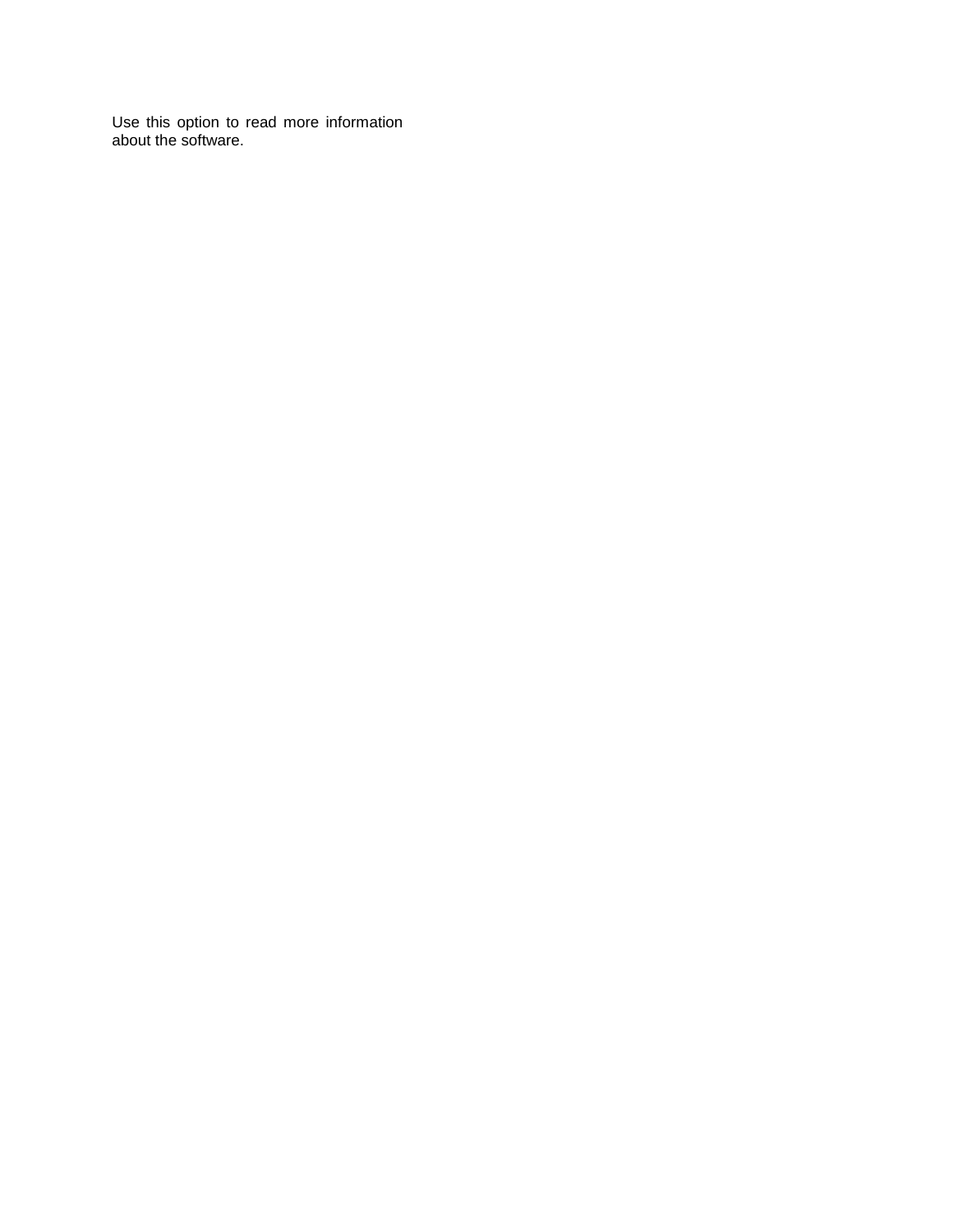Use this option to read more information about the software.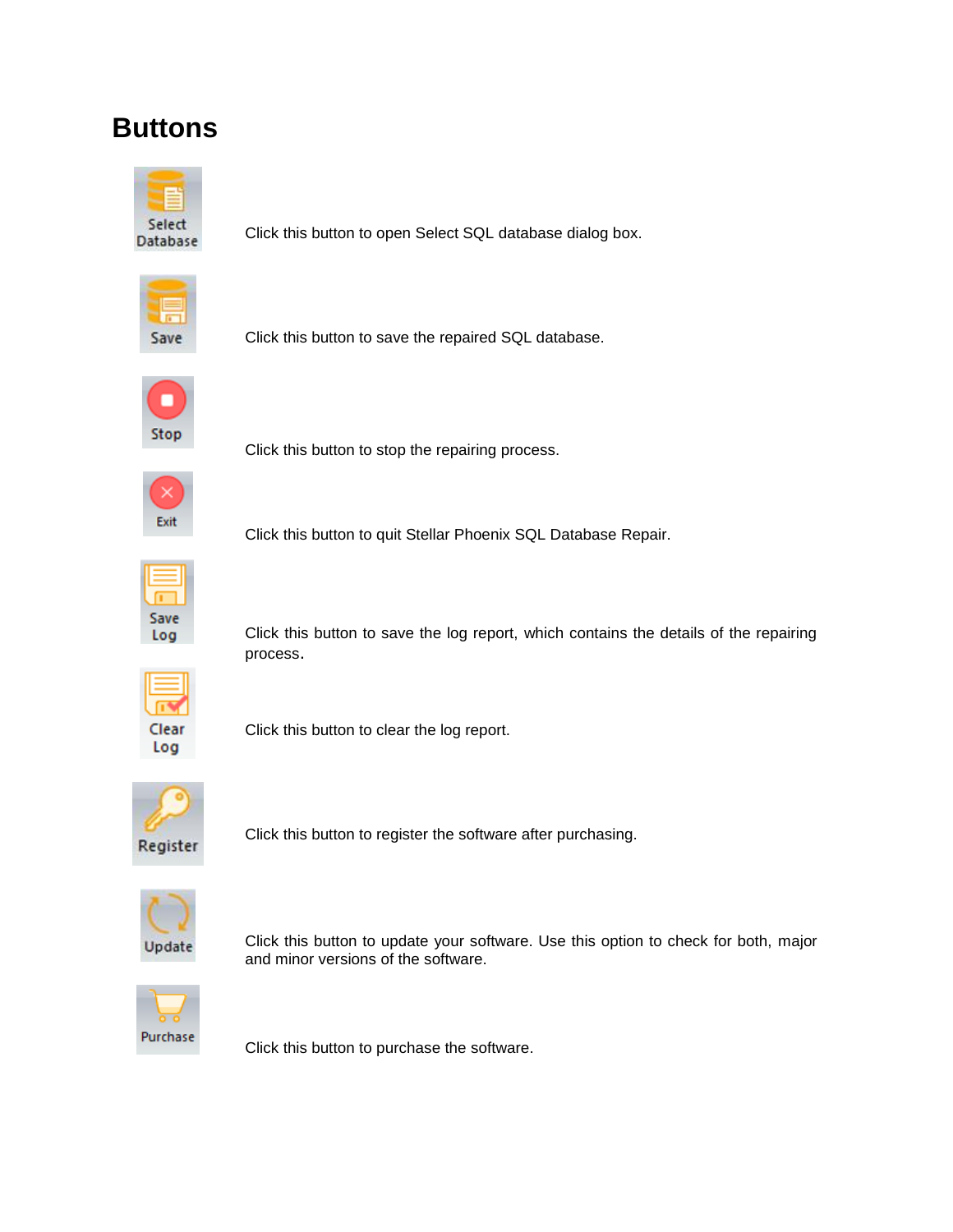# Buttons

| Button | Description |
| --- | --- |
| Select Database | Click this button to open Select SQL database dialog box. |
| Save | Click this button to save the repaired SQL database. |
| Stop | Click this button to stop the repairing process. |
| Exit | Click this button to quit Stellar Phoenix SQL Database Repair. |
| Save Log | Click this button to save the log report, which contains the details of the repairing process. |
| Clear Log | Click this button to clear the log report. |
| Register | Click this button to register the software after purchasing. |
| Update | Click this button to update your software. Use this option to check for both, major and minor versions of the software. |
| Purchase | Click this button to purchase the software. |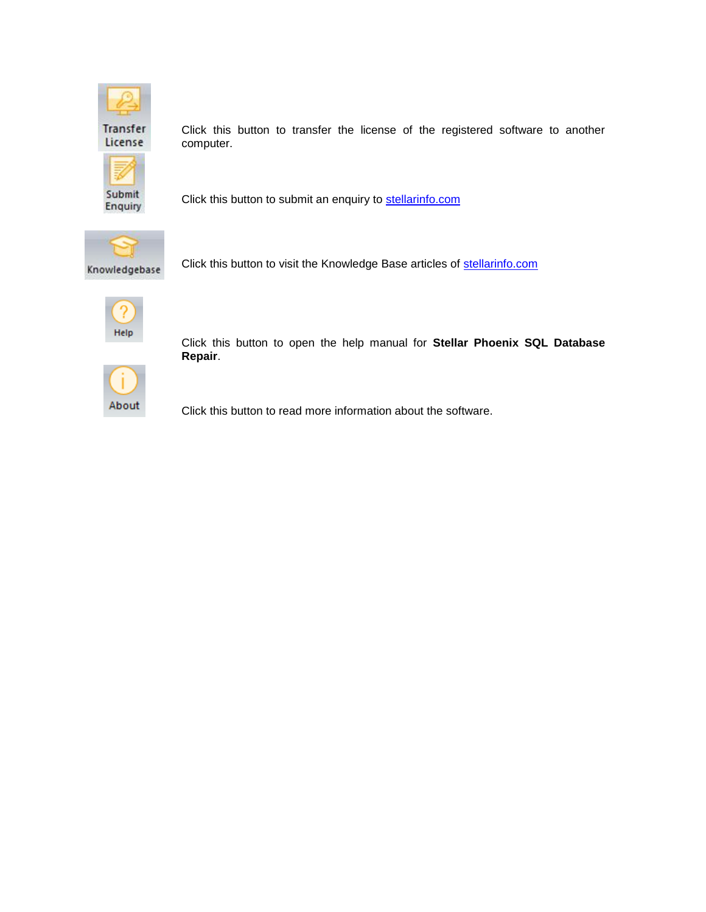| | |
|---|---|
| Transfer License | Click this button to transfer the license of the registered software to another computer. |
| Submit Enquiry | Click this button to submit an enquiry to stellarinfo.com |
| Knowledgebase | Click this button to visit the Knowledge Base articles of stellarinfo.com |
| Help | Click this button to open the help manual for **Stellar Phoenix SQL Database Repair**. |
| About | Click this button to read more information about the software. |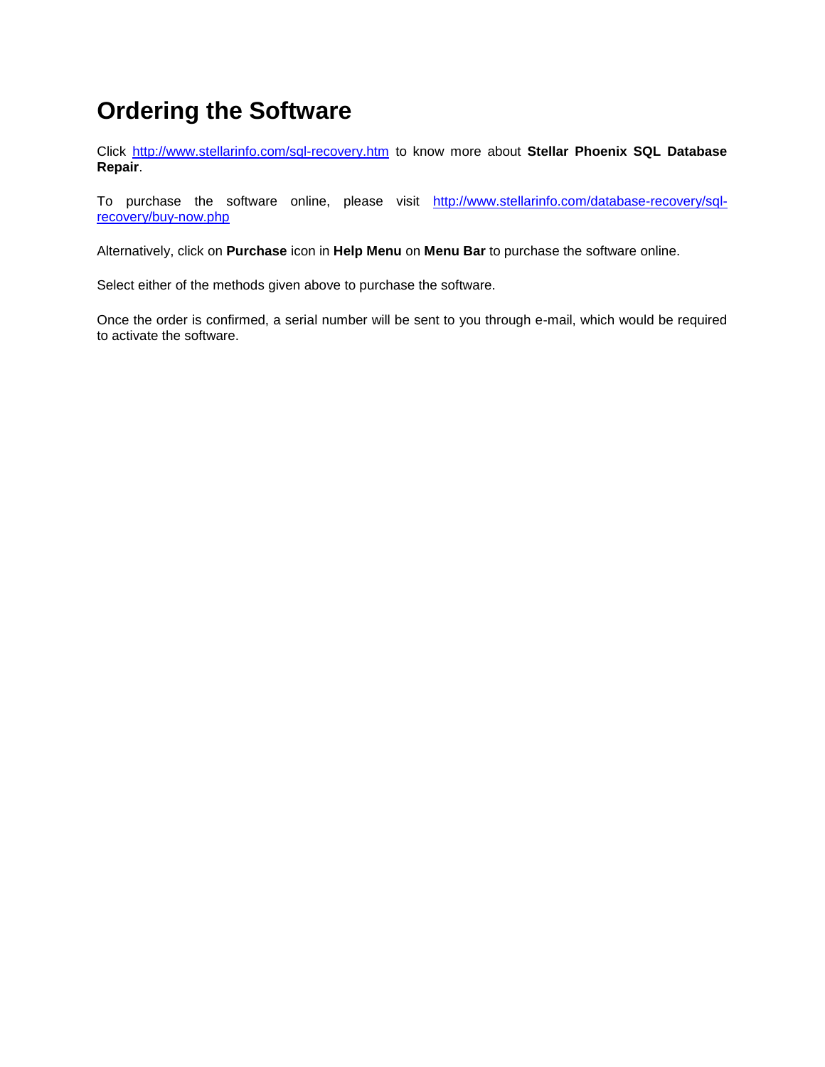# Ordering the Software

Click http://www.stellarinfo.com/sql-recovery.htm to know more about **Stellar Phoenix SQL Database Repair**.

To purchase the software online, please visit http://www.stellarinfo.com/database-recovery/sql-recovery/buy-now.php

Alternatively, click on **Purchase** icon in **Help Menu** on **Menu Bar** to purchase the software online.

Select either of the methods given above to purchase the software.

Once the order is confirmed, a serial number will be sent to you through e-mail, which would be required to activate the software.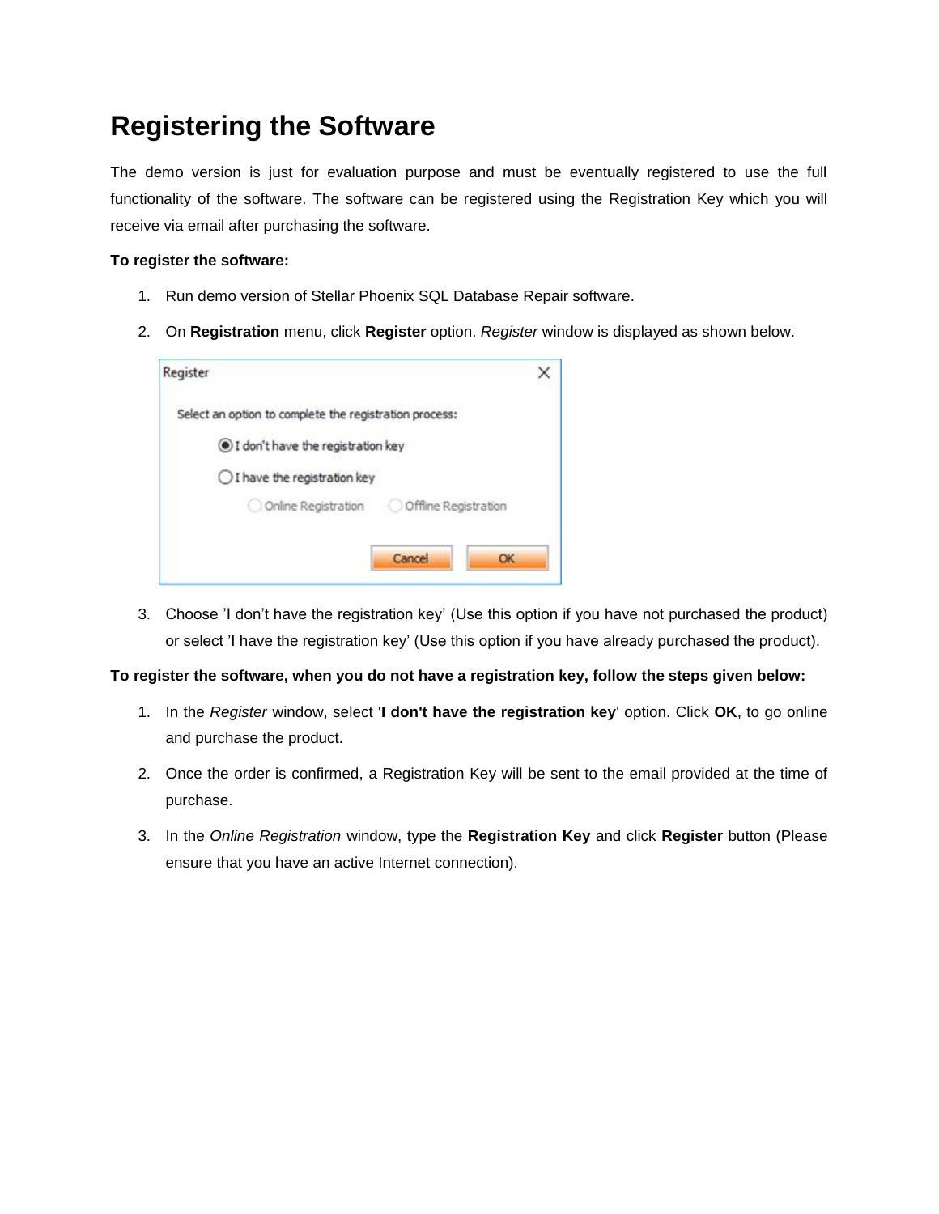# Registering the Software

The demo version is just for evaluation purpose and must be eventually registered to use the full functionality of the software. The software can be registered using the Registration Key which you will receive via email after purchasing the software.

**To register the software:**

1. Run demo version of Stellar Phoenix SQL Database Repair software.
2. On **Registration** menu, click **Register** option. *Register* window is displayed as shown below.
3. Choose 'I don't have the registration key' (Use this option if you have not purchased the product) or select 'I have the registration key' (Use this option if you have already purchased the product).

**To register the software, when you do not have a registration key, follow the steps given below:**

1. In the *Register* window, select '**I don't have the registration key**' option. Click **OK**, to go online and purchase the product.
2. Once the order is confirmed, a Registration Key will be sent to the email provided at the time of purchase.
3. In the *Online Registration* window, type the **Registration Key** and click **Register** button (Please ensure that you have an active Internet connection).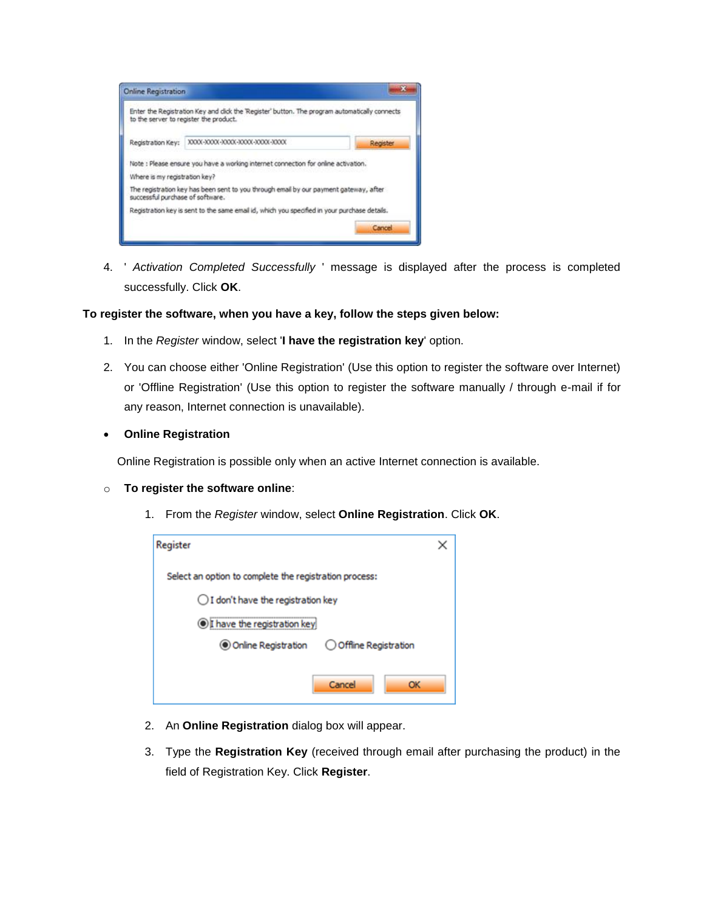4. ' *Activation Completed Successfully* ' message is displayed after the process is completed successfully. Click **OK**.

**To register the software, when you have a key, follow the steps given below:**

1. In the *Register* window, select '**I have the registration key**' option.
2. You can choose either 'Online Registration' (Use this option to register the software over Internet) or 'Offline Registration' (Use this option to register the software manually / through e-mail if for any reason, Internet connection is unavailable).

- **Online Registration**

Online Registration is possible only when an active Internet connection is available.

- **To register the software online**:

  1. From the *Register* window, select **Online Registration**. Click **OK**.
  2. An **Online Registration** dialog box will appear.
  3. Type the **Registration Key** (received through email after purchasing the product) in the field of Registration Key. Click **Register**.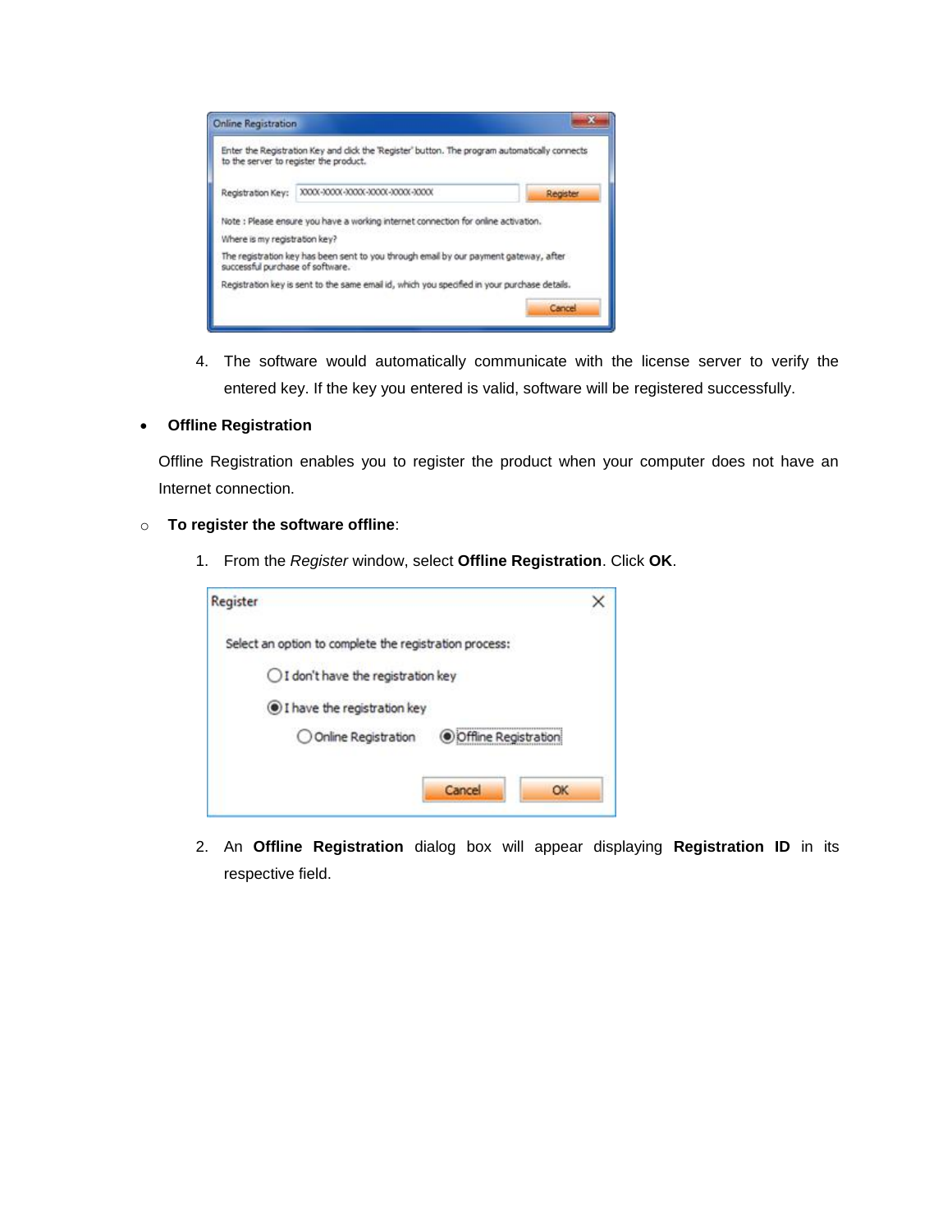4. The software would automatically communicate with the license server to verify the entered key. If the key you entered is valid, software will be registered successfully.

- **Offline Registration**

Offline Registration enables you to register the product when your computer does not have an Internet connection.

- **To register the software offline**:

1. From the *Register* window, select **Offline Registration**. Click **OK**.

2. An **Offline Registration** dialog box will appear displaying **Registration ID** in its respective field.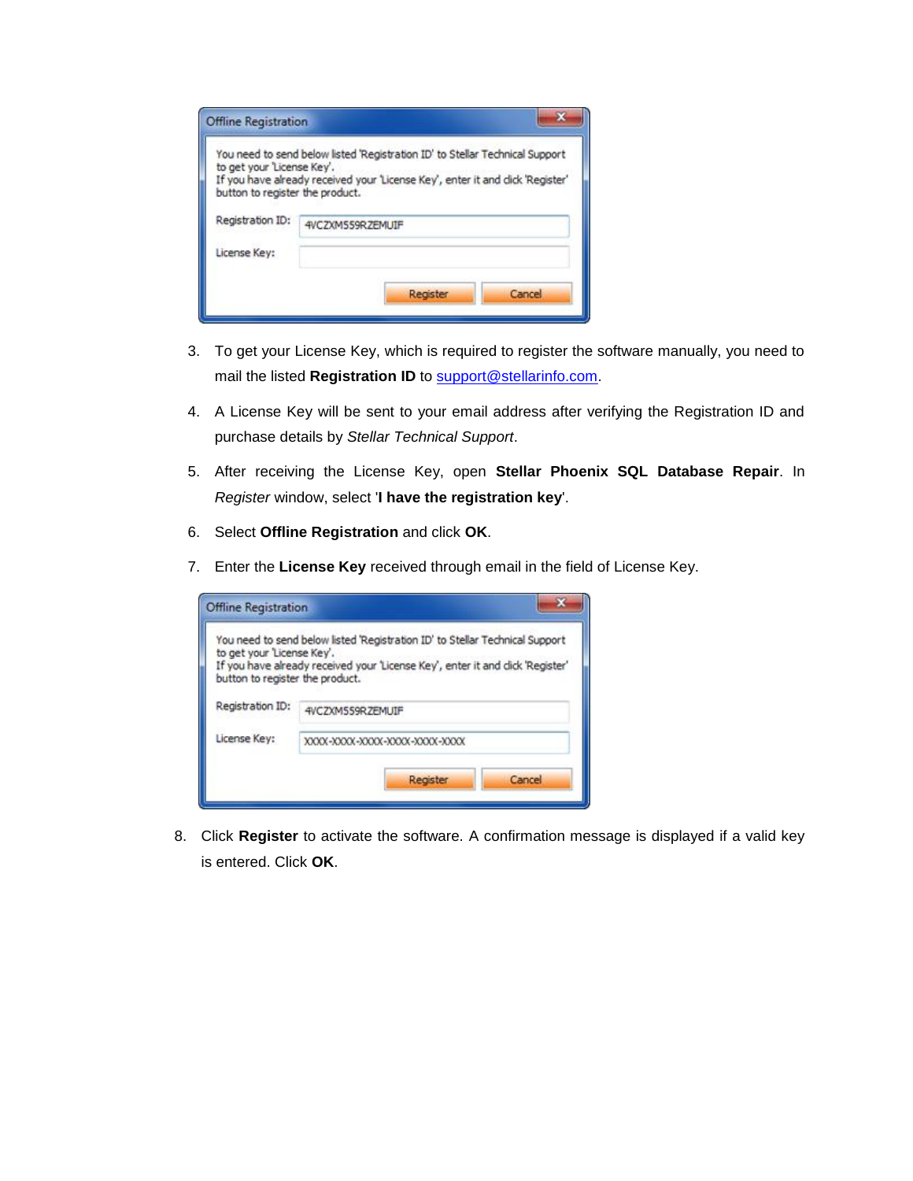3. To get your License Key, which is required to register the software manually, you need to mail the listed **Registration ID** to support@stellarinfo.com.

4. A License Key will be sent to your email address after verifying the Registration ID and purchase details by *Stellar Technical Support*.

5. After receiving the License Key, open **Stellar Phoenix SQL Database Repair**. In *Register* window, select '**I have the registration key**'.

6. Select **Offline Registration** and click **OK**.

7. Enter the **License Key** received through email in the field of License Key.

8. Click **Register** to activate the software. A confirmation message is displayed if a valid key is entered. Click **OK**.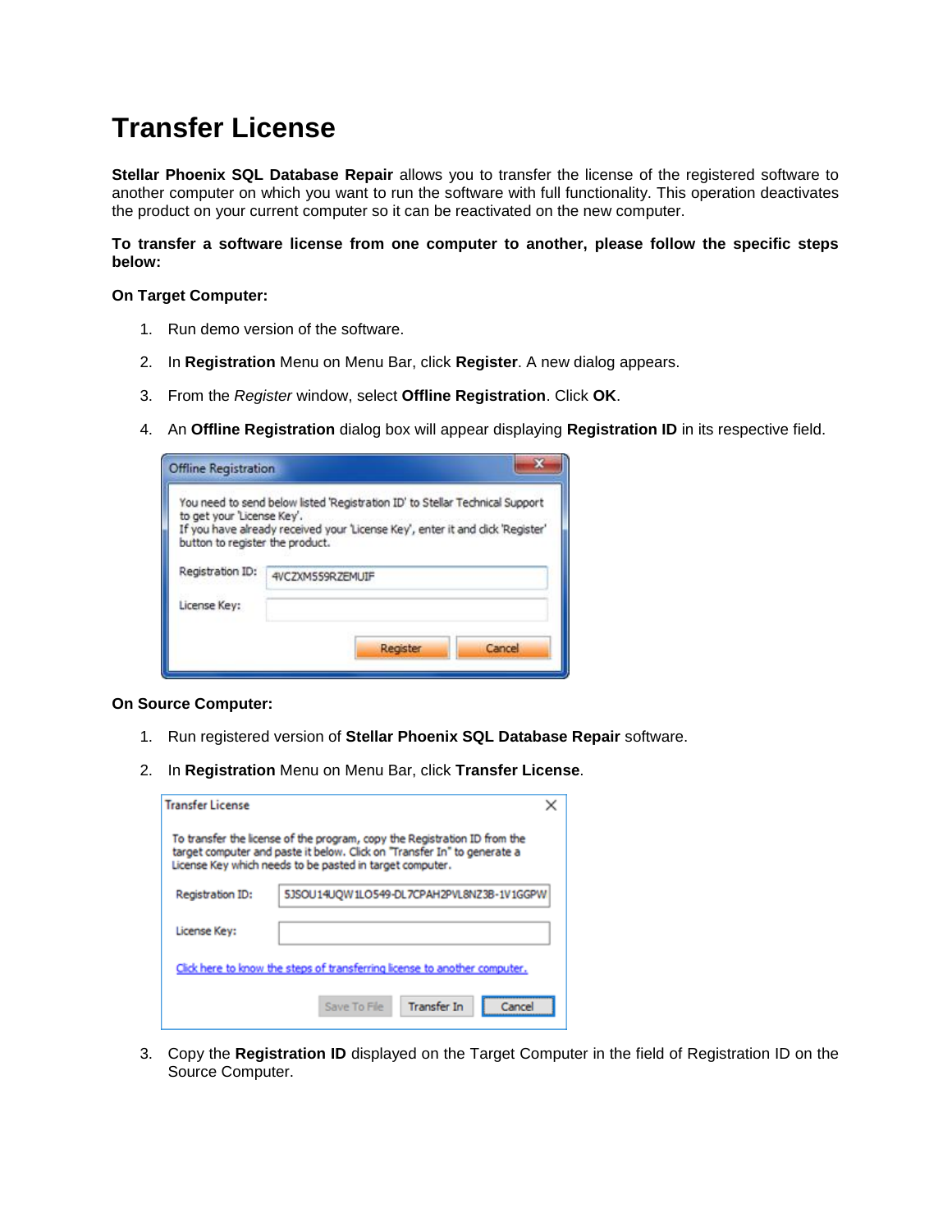# Transfer License

**Stellar Phoenix SQL Database Repair** allows you to transfer the license of the registered software to another computer on which you want to run the software with full functionality. This operation deactivates the product on your current computer so it can be reactivated on the new computer.

**To transfer a software license from one computer to another, please follow the specific steps below:**

**On Target Computer:**

1. Run demo version of the software.
2. In **Registration** Menu on Menu Bar, click **Register**. A new dialog appears.
3. From the *Register* window, select **Offline Registration**. Click **OK**.
4. An **Offline Registration** dialog box will appear displaying **Registration ID** in its respective field.

**On Source Computer:**

1. Run registered version of **Stellar Phoenix SQL Database Repair** software.
2. In **Registration** Menu on Menu Bar, click **Transfer License**.
3. Copy the **Registration ID** displayed on the Target Computer in the field of Registration ID on the Source Computer.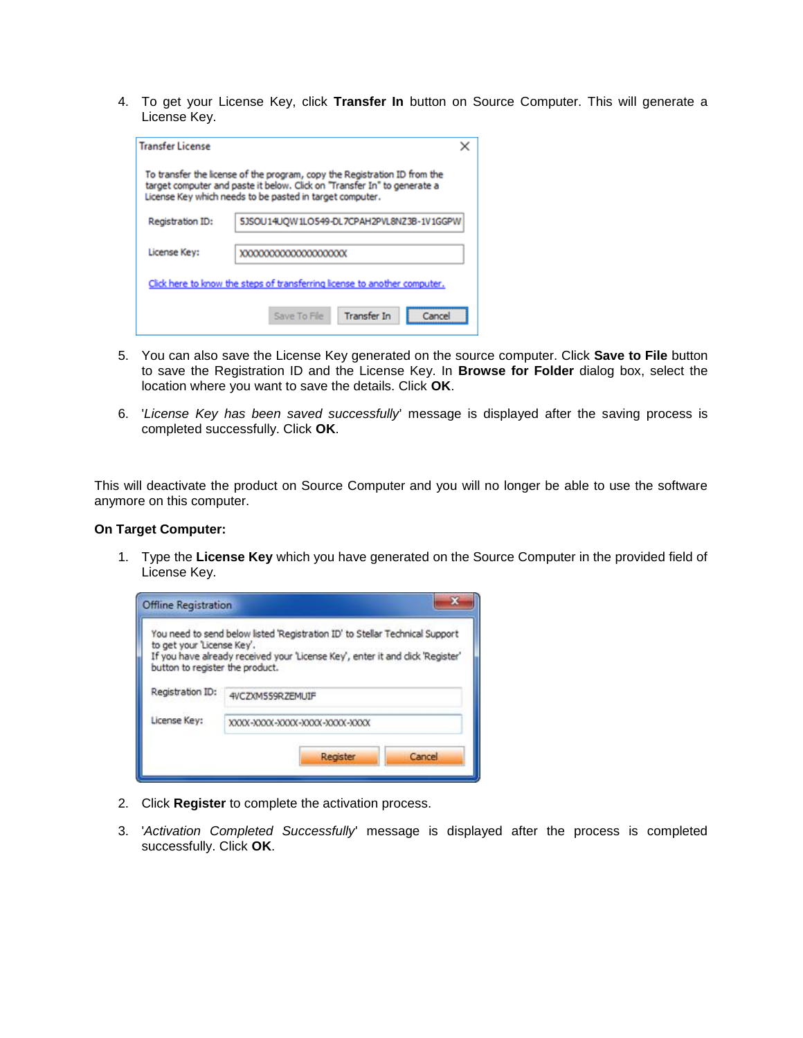4. To get your License Key, click **Transfer In** button on Source Computer. This will generate a License Key.

5. You can also save the License Key generated on the source computer. Click **Save to File** button to save the Registration ID and the License Key. In **Browse for Folder** dialog box, select the location where you want to save the details. Click **OK**.

6. '*License Key has been saved successfully*' message is displayed after the saving process is completed successfully. Click **OK**.

This will deactivate the product on Source Computer and you will no longer be able to use the software anymore on this computer.

**On Target Computer:**

1. Type the **License Key** which you have generated on the Source Computer in the provided field of License Key.

2. Click **Register** to complete the activation process.

3. '*Activation Completed Successfully*' message is displayed after the process is completed successfully. Click **OK**.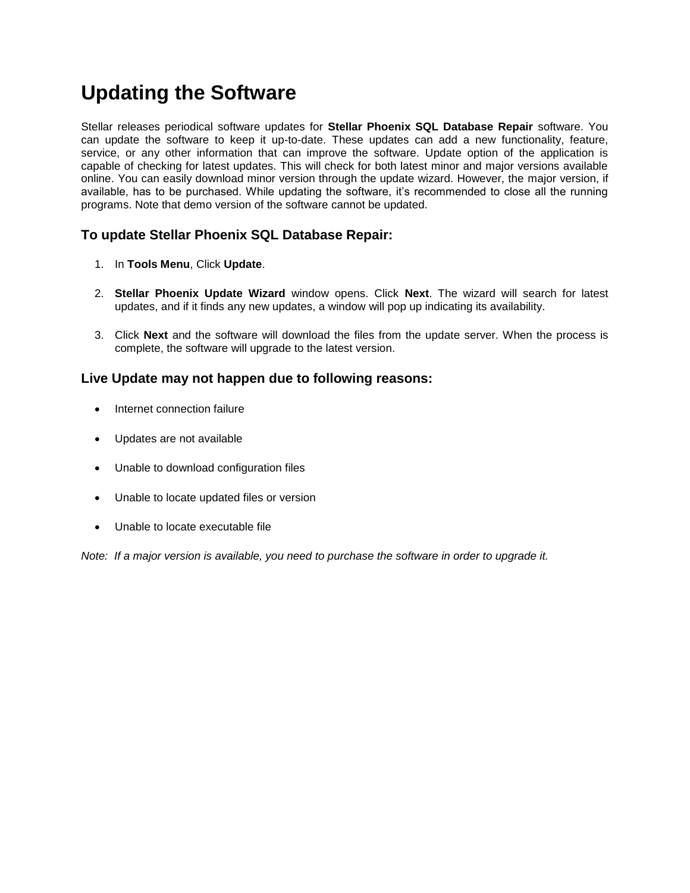# Updating the Software

Stellar releases periodical software updates for **Stellar Phoenix SQL Database Repair** software. You can update the software to keep it up-to-date. These updates can add a new functionality, feature, service, or any other information that can improve the software. Update option of the application is capable of checking for latest updates. This will check for both latest minor and major versions available online. You can easily download minor version through the update wizard. However, the major version, if available, has to be purchased. While updating the software, it's recommended to close all the running programs. Note that demo version of the software cannot be updated.

### To update Stellar Phoenix SQL Database Repair:

1. In **Tools Menu**, Click **Update**.
2. **Stellar Phoenix Update Wizard** window opens. Click **Next**. The wizard will search for latest updates, and if it finds any new updates, a window will pop up indicating its availability.
3. Click **Next** and the software will download the files from the update server. When the process is complete, the software will upgrade to the latest version.

### Live Update may not happen due to following reasons:

- Internet connection failure
- Updates are not available
- Unable to download configuration files
- Unable to locate updated files or version
- Unable to locate executable file

*Note: If a major version is available, you need to purchase the software in order to upgrade it.*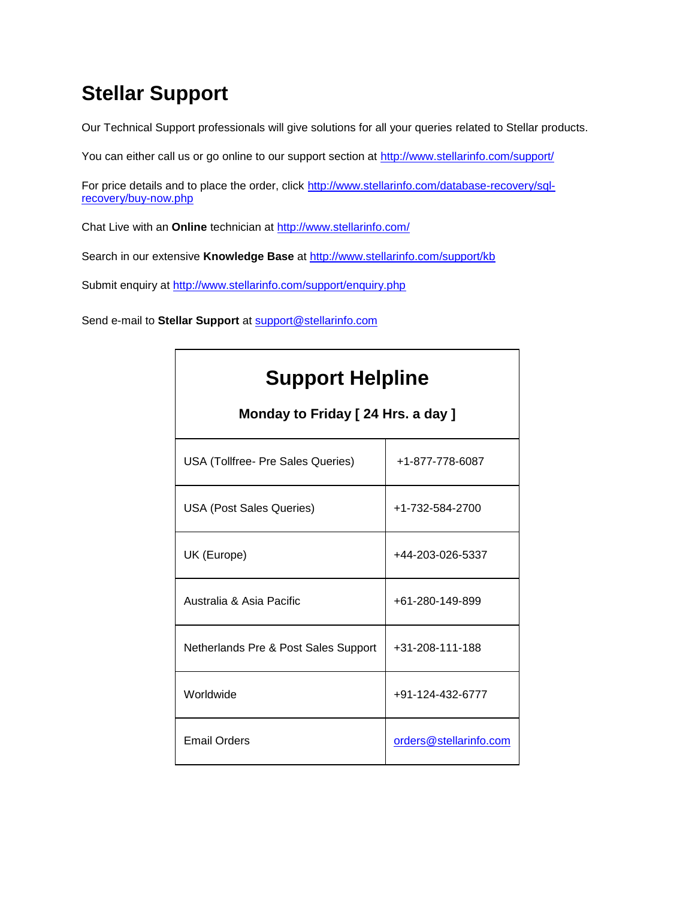# Stellar Support

Our Technical Support professionals will give solutions for all your queries related to Stellar products.

You can either call us or go online to our support section at http://www.stellarinfo.com/support/

For price details and to place the order, click http://www.stellarinfo.com/database-recovery/sql-recovery/buy-now.php

Chat Live with an **Online** technician at http://www.stellarinfo.com/

Search in our extensive **Knowledge Base** at http://www.stellarinfo.com/support/kb

Submit enquiry at http://www.stellarinfo.com/support/enquiry.php

Send e-mail to **Stellar Support** at support@stellarinfo.com

| **Support Helpline**<br>**Monday to Friday [ 24 Hrs. a day ]** | |
| --- | --- |
| USA (Tollfree- Pre Sales Queries) | +1-877-778-6087 |
| USA (Post Sales Queries) | +1-732-584-2700 |
| UK (Europe) | +44-203-026-5337 |
| Australia & Asia Pacific | +61-280-149-899 |
| Netherlands Pre & Post Sales Support | +31-208-111-188 |
| Worldwide | +91-124-432-6777 |
| Email Orders | orders@stellarinfo.com |